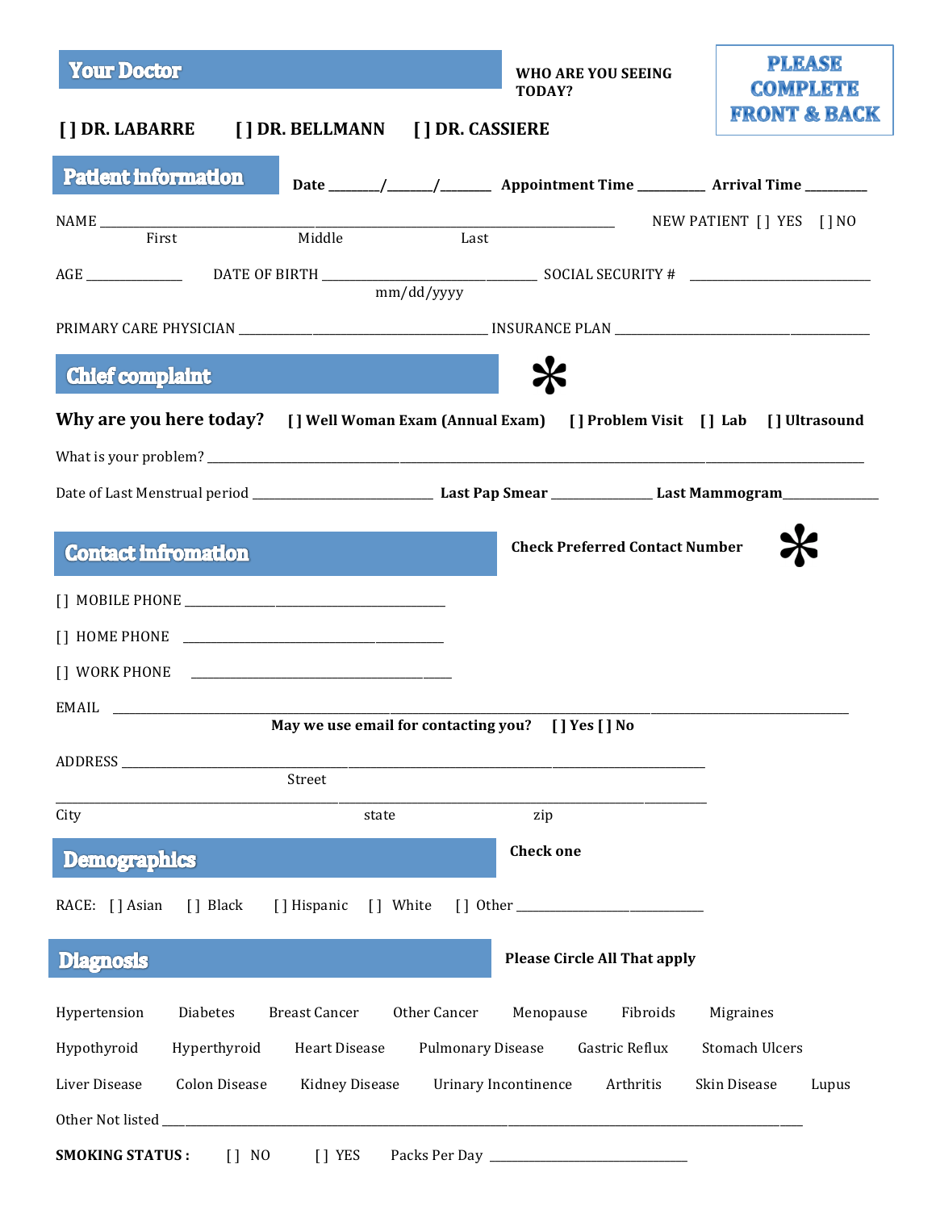## Your Doctor

**WHO ARE YOU SEEING TODAY?**

**PLEASE COMPLETE FRONT & BACK**

**[ ] DR. LABARRE [ ] DR. BELLMANN [ ] DR. CASSIERE**

## Patient information

**Date \_\_\_\_\_\_/\_\_\_\_\_\_/\_\_\_\_\_\_ Appointment Time \_\_\_\_\_\_\_\_ Arrival Time \_\_\_\_\_\_\_\_**

NAME \_\_\_\_\_\_\_\_\_\_\_\_\_\_\_\_\_\_\_\_\_\_\_\_\_\_\_\_\_\_\_\_\_\_\_\_\_\_\_\_\_\_\_\_\_\_\_\_\_\_\_\_\_\_\_\_ NEW PATIENT [ ] YES [ ] NO
First Middle Last

AGE \_\_\_\_\_\_\_\_\_\_ DATE OF BIRTH \_\_\_\_\_\_\_\_\_\_\_\_\_\_\_\_\_\_\_\_\_\_\_\_ SOCIAL SECURITY # \_\_\_\_\_\_\_\_\_\_\_\_\_\_\_\_\_\_\_\_\_\_
mm/dd/yyyy

PRIMARY CARE PHYSICIAN \_\_\_\_\_\_\_\_\_\_\_\_\_\_\_\_\_\_\_\_\_\_\_\_\_\_\_\_\_\_ INSURANCE PLAN \_\_\_\_\_\_\_\_\_\_\_\_\_\_\_\_\_\_\_\_\_\_\_\_\_\_\_\_\_\_

## Chief complaint *

**Why are you here today?** **[ ] Well Woman Exam (Annual Exam) [ ] Problem Visit [ ] Lab [ ] Ultrasound**

What is your problem? \_\_\_\_\_\_\_\_\_\_\_\_\_\_\_\_\_\_\_\_\_\_\_\_\_\_\_\_\_\_\_\_\_\_\_\_\_\_\_\_\_\_\_\_\_\_\_\_\_\_\_\_\_\_\_\_\_\_\_\_\_\_\_\_\_\_\_\_

Date of Last Menstrual period \_\_\_\_\_\_\_\_\_\_\_\_\_\_\_\_\_\_\_\_\_\_ **Last Pap Smear** \_\_\_\_\_\_\_\_\_\_\_\_ **Last Mammogram**\_\_\_\_\_\_\_\_\_\_\_\_

## Contact infromation

**Check Preferred Contact Number** *

[ ] MOBILE PHONE \_\_\_\_\_\_\_\_\_\_\_\_\_\_\_\_\_\_\_\_\_\_\_\_\_\_\_\_\_\_

[ ] HOME PHONE \_\_\_\_\_\_\_\_\_\_\_\_\_\_\_\_\_\_\_\_\_\_\_\_\_\_\_\_\_\_

[ ] WORK PHONE \_\_\_\_\_\_\_\_\_\_\_\_\_\_\_\_\_\_\_\_\_\_\_\_\_\_\_\_\_\_

EMAIL \_\_\_\_\_\_\_\_\_\_\_\_\_\_\_\_\_\_\_\_\_\_\_\_\_\_\_\_\_\_\_\_\_\_\_\_\_\_\_\_\_\_\_\_\_\_\_\_\_\_\_\_\_\_\_\_\_\_\_\_\_\_\_\_\_\_\_\_\_\_

**May we use email for contacting you? [ ] Yes [ ] No**

ADDRESS \_\_\_\_\_\_\_\_\_\_\_\_\_\_\_\_\_\_\_\_\_\_\_\_\_\_\_\_\_\_\_\_\_\_\_\_\_\_\_\_\_\_\_\_\_\_\_\_\_\_\_\_\_\_\_\_\_\_
Street

\_\_\_\_\_\_\_\_\_\_\_\_\_\_\_\_\_\_\_\_\_\_\_\_\_\_\_\_\_\_\_\_\_\_\_\_\_\_\_\_\_\_\_\_\_\_\_\_\_\_\_\_\_\_\_\_\_\_\_\_\_\_\_\_\_\_
City state zip

## Demographics

**Check one**

RACE: [ ] Asian [ ] Black [ ] Hispanic [ ] White [ ] Other \_\_\_\_\_\_\_\_\_\_\_\_\_\_\_\_\_\_\_\_

## Diagnosis

**Please Circle All That apply**

Hypertension Diabetes Breast Cancer Other Cancer Menopause Fibroids Migraines

Hypothyroid Hyperthyroid Heart Disease Pulmonary Disease Gastric Reflux Stomach Ulcers

Liver Disease Colon Disease Kidney Disease Urinary Incontinence Arthritis Skin Disease Lupus

Other Not listed \_\_\_\_\_\_\_\_\_\_\_\_\_\_\_\_\_\_\_\_\_\_\_\_\_\_\_\_\_\_\_\_\_\_\_\_\_\_\_\_\_\_\_\_\_\_\_\_\_\_\_\_\_\_\_\_\_\_\_\_\_\_\_\_\_\_

**SMOKING STATUS :** [ ] NO [ ] YES Packs Per Day \_\_\_\_\_\_\_\_\_\_\_\_\_\_\_\_\_\_\_\_\_\_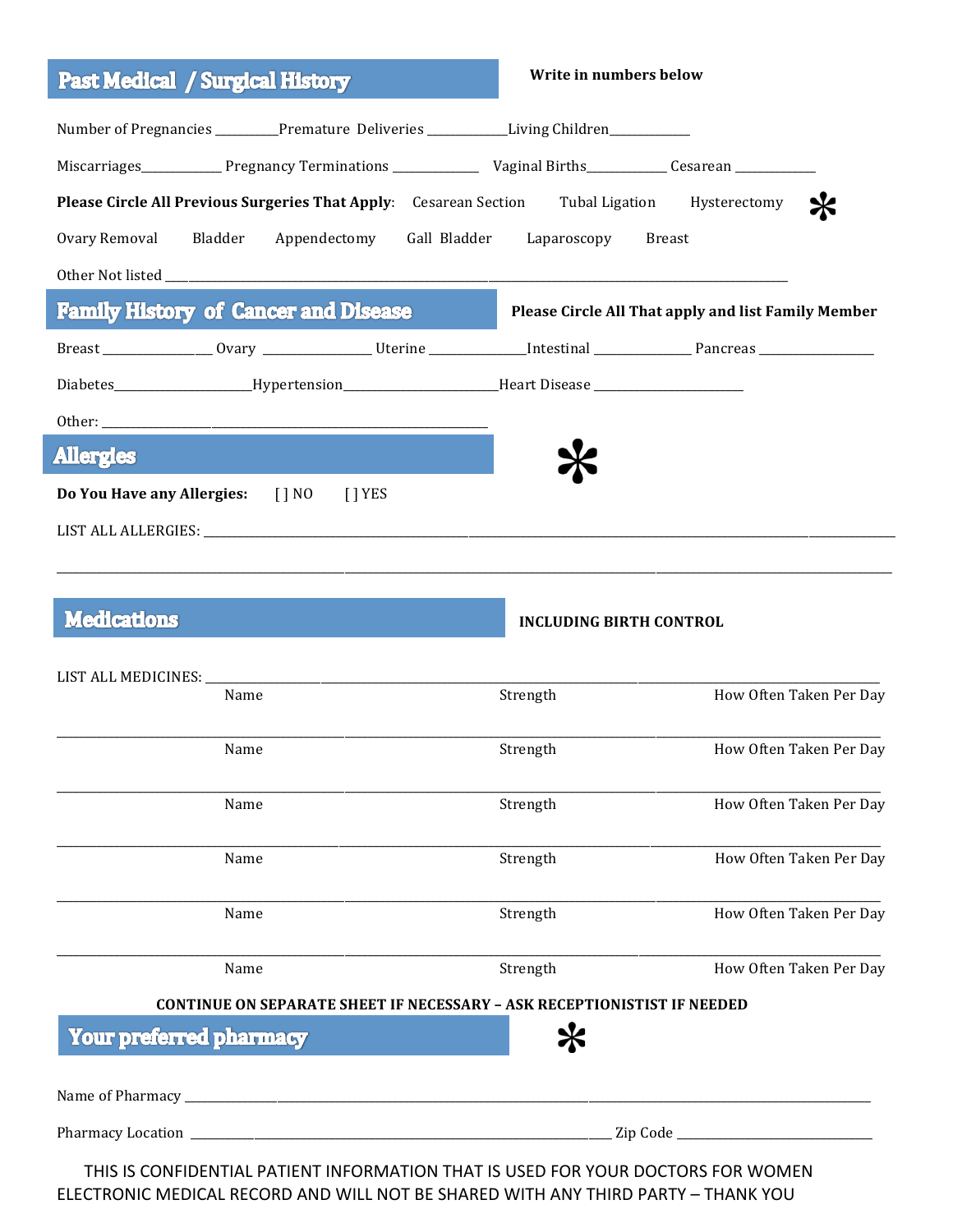## Past Medical / Surgical History

**Write in numbers below**

Number of Pregnancies _________ Premature Deliveries ___________ Living Children ___________

Miscarriages ___________ Pregnancy Terminations ____________ Vaginal Births ___________ Cesarean ___________

**Please Circle All Previous Surgeries That Apply**: Cesarean Section    Tubal Ligation    Hysterectomy    *

Ovary Removal    Bladder    Appendectomy    Gall Bladder    Laparoscopy    Breast

Other Not listed ______________________________________________________________________________

## Family History of Cancer and Disease

**Please Circle All That apply and list Family Member**

Breast ________________ Ovary ________________ Uterine ______________ Intestinal ______________ Pancreas _________________

Diabetes ____________________ Hypertension ______________________ Heart Disease ______________________

Other: ____________________________________________________________

## Allergies

*

**Do You Have any Allergies:**    [ ] NO    [ ] YES

LIST ALL ALLERGIES: ____________________________________________________________________________________________

______________________________________________________________________________________________________

## Medications

**INCLUDING BIRTH CONTROL**

LIST ALL MEDICINES: ______________________________________________________________________________

| Name | Strength | How Often Taken Per Day |
|---|---|---|
| | | |
| | | |
| | | |
| | | |
| | | |
| | | |

**CONTINUE ON SEPARATE SHEET IF NECESSARY – ASK RECEPTIONISTIST IF NEEDED**

## Your preferred pharmacy

*

Name of Pharmacy ______________________________________________________________________________

Pharmacy Location _______________________________________________________ Zip Code ___________________________

THIS IS CONFIDENTIAL PATIENT INFORMATION THAT IS USED FOR YOUR DOCTORS FOR WOMEN ELECTRONIC MEDICAL RECORD AND WILL NOT BE SHARED WITH ANY THIRD PARTY – THANK YOU